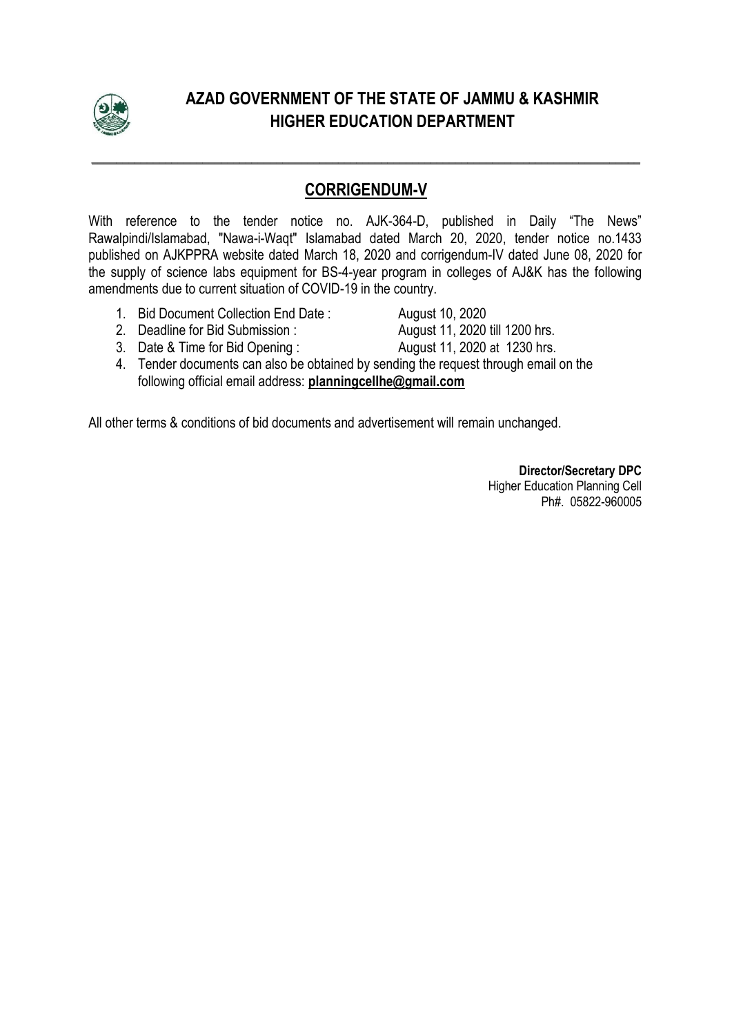# AZAD GOVERNMENT OF THE STATE OF JAMMU & KASHMIR
# HIGHER EDUCATION DEPARTMENT

---

## CORRIGENDUM-V

With reference to the tender notice no. AJK-364-D, published in Daily "The News" Rawalpindi/Islamabad, "Nawa-i-Waqt" Islamabad dated March 20, 2020, tender notice no.1433 published on AJKPPRA website dated March 18, 2020 and corrigendum-IV dated June 08, 2020 for the supply of science labs equipment for BS-4-year program in colleges of AJ&K has the following amendments due to current situation of COVID-19 in the country.

1. Bid Document Collection End Date : August 10, 2020
2. Deadline for Bid Submission : August 11, 2020 till 1200 hrs.
3. Date & Time for Bid Opening : August 11, 2020 at 1230 hrs.
4. Tender documents can also be obtained by sending the request through email on the following official email address: **planningcellhe@gmail.com**

All other terms & conditions of bid documents and advertisement will remain unchanged.

**Director/Secretary DPC**
Higher Education Planning Cell
Ph#. 05822-960005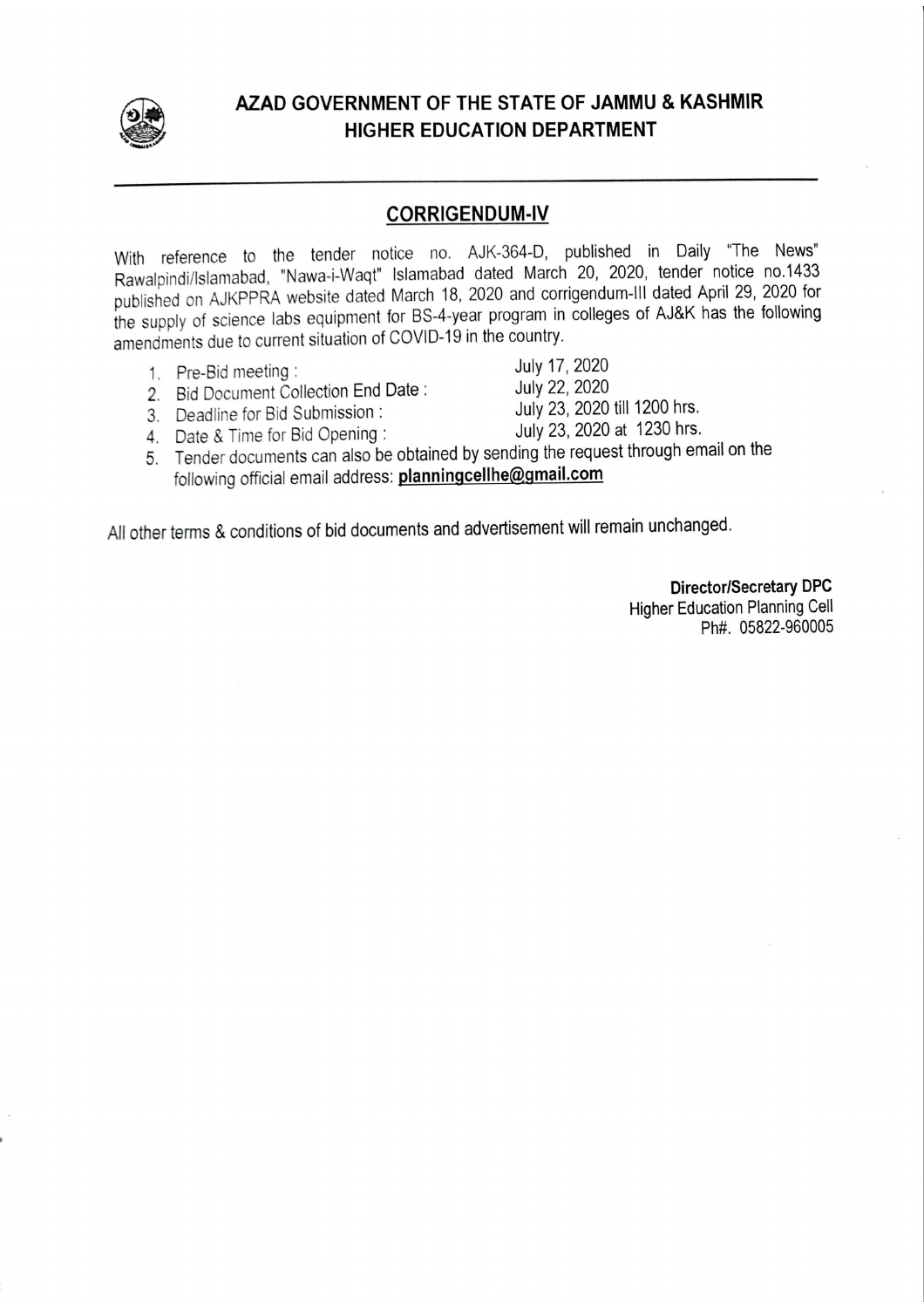# AZAD GOVERNMENT OF THE STATE OF JAMMU & KASHMIR
## HIGHER EDUCATION DEPARTMENT

### CORRIGENDUM-IV

With reference to the tender notice no. AJK-364-D, published in Daily "The News" Rawalpindi/Islamabad, "Nawa-i-Waqt" Islamabad dated March 20, 2020, tender notice no.1433 published on AJKPPRA website dated March 18, 2020 and corrigendum-III dated April 29, 2020 for the supply of science labs equipment for BS-4-year program in colleges of AJ&K has the following amendments due to current situation of COVID-19 in the country.

1. Pre-Bid meeting : July 17, 2020
2. Bid Document Collection End Date : July 22, 2020
3. Deadline for Bid Submission : July 23, 2020 till 1200 hrs.
4. Date & Time for Bid Opening : July 23, 2020 at 1230 hrs.
5. Tender documents can also be obtained by sending the request through email on the following official email address: **planningcellhe@gmail.com**

All other terms & conditions of bid documents and advertisement will remain unchanged.

**Director/Secretary DPC**
Higher Education Planning Cell
Ph#. 05822-960005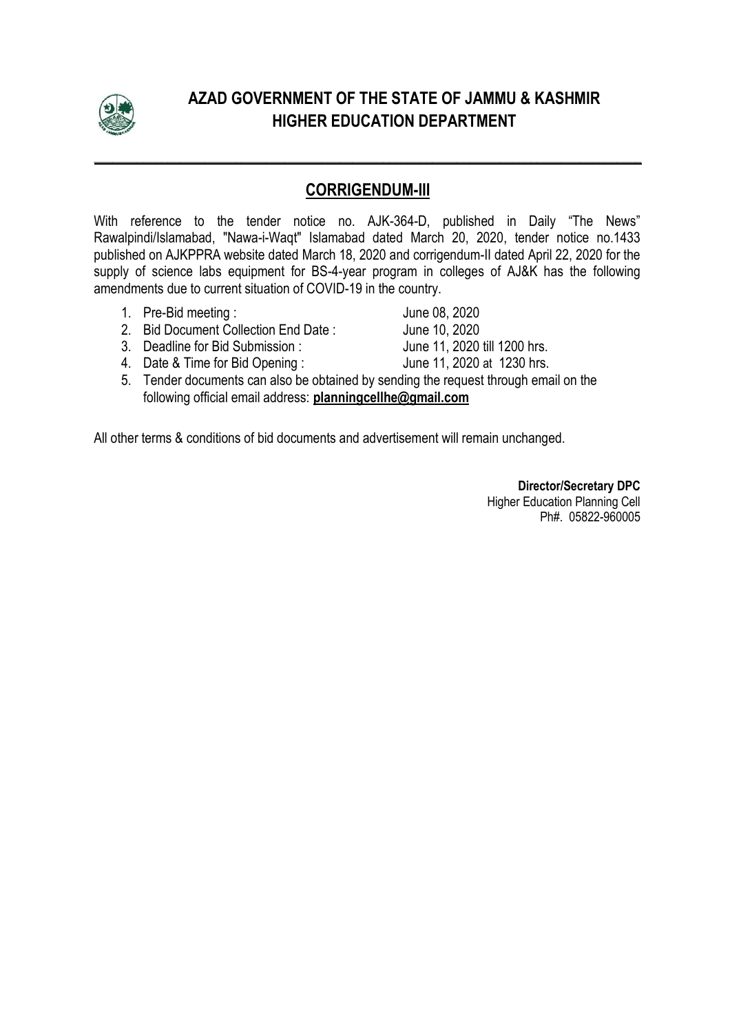# AZAD GOVERNMENT OF THE STATE OF JAMMU & KASHMIR
## HIGHER EDUCATION DEPARTMENT

---

## CORRIGENDUM-III

With reference to the tender notice no. AJK-364-D, published in Daily "The News" Rawalpindi/Islamabad, "Nawa-i-Waqt" Islamabad dated March 20, 2020, tender notice no.1433 published on AJKPPRA website dated March 18, 2020 and corrigendum-II dated April 22, 2020 for the supply of science labs equipment for BS-4-year program in colleges of AJ&K has the following amendments due to current situation of COVID-19 in the country.

1. Pre-Bid meeting : June 08, 2020
2. Bid Document Collection End Date : June 10, 2020
3. Deadline for Bid Submission : June 11, 2020 till 1200 hrs.
4. Date & Time for Bid Opening : June 11, 2020 at 1230 hrs.
5. Tender documents can also be obtained by sending the request through email on the following official email address: **planningcellhe@gmail.com**

All other terms & conditions of bid documents and advertisement will remain unchanged.

**Director/Secretary DPC**
Higher Education Planning Cell
Ph#. 05822-960005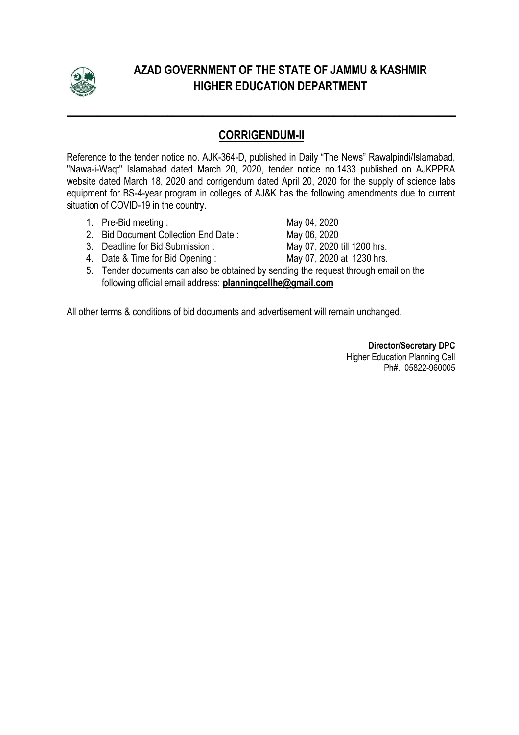# AZAD GOVERNMENT OF THE STATE OF JAMMU & KASHMIR
# HIGHER EDUCATION DEPARTMENT

## CORRIGENDUM-II

Reference to the tender notice no. AJK-364-D, published in Daily "The News" Rawalpindi/Islamabad, "Nawa-i-Waqt" Islamabad dated March 20, 2020, tender notice no.1433 published on AJKPPRA website dated March 18, 2020 and corrigendum dated April 20, 2020 for the supply of science labs equipment for BS-4-year program in colleges of AJ&K has the following amendments due to current situation of COVID-19 in the country.

1. Pre-Bid meeting : May 04, 2020
2. Bid Document Collection End Date : May 06, 2020
3. Deadline for Bid Submission : May 07, 2020 till 1200 hrs.
4. Date & Time for Bid Opening : May 07, 2020 at 1230 hrs.
5. Tender documents can also be obtained by sending the request through email on the following official email address: **planningcellhe@gmail.com**

All other terms & conditions of bid documents and advertisement will remain unchanged.

**Director/Secretary DPC**
Higher Education Planning Cell
Ph#. 05822-960005